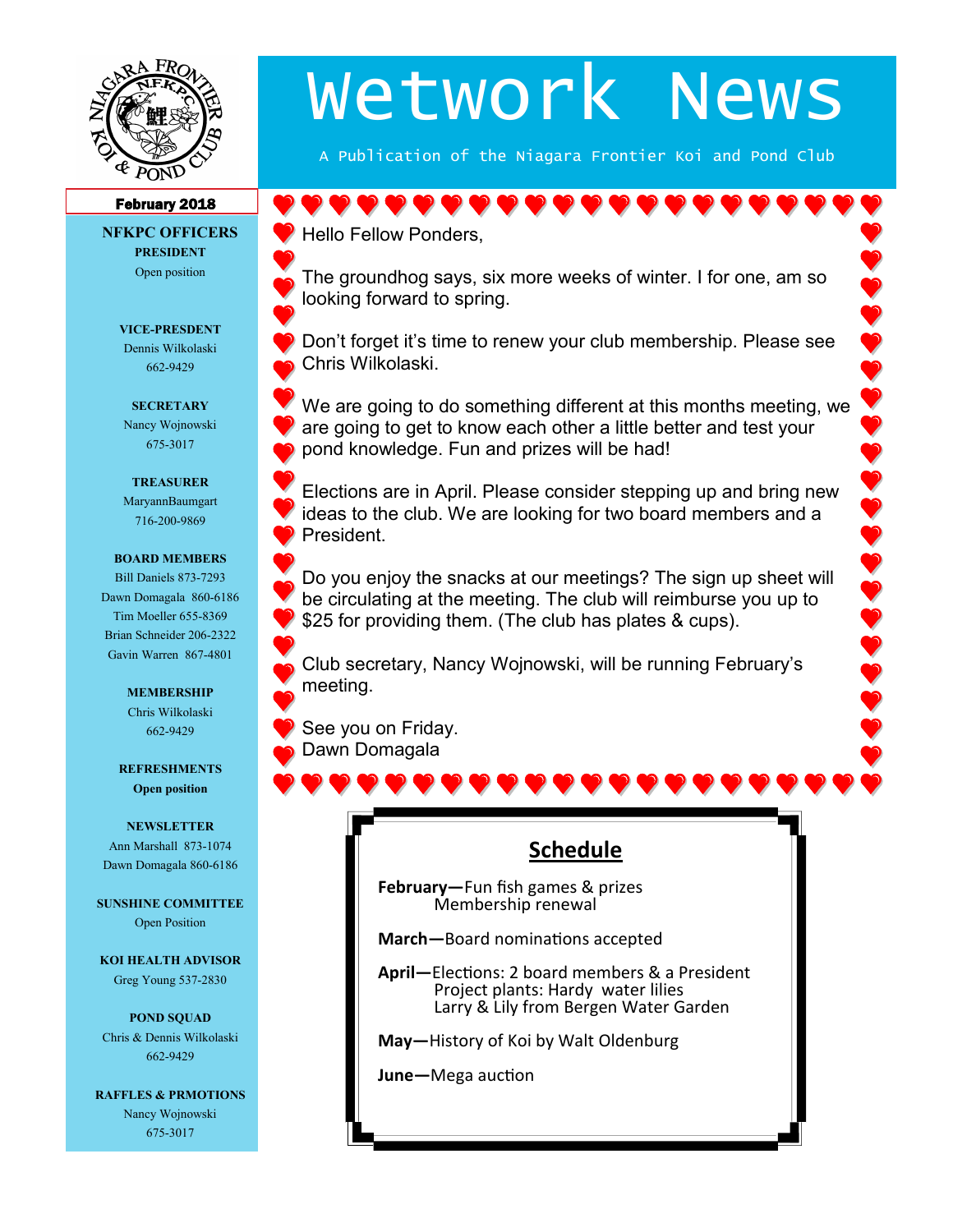# Wetwork News

A Publication of the Niagara Frontier Koi and Pond Club

**February 2018**

## NFKPC OFFICERS

**PRESIDENT**
Open position

**VICE-PRESDENT**
Dennis Wilkolaski
662-9429

**SECRETARY**
Nancy Wojnowski
675-3017

**TREASURER**
MaryannBaumgart
716-200-9869

**BOARD MEMBERS**
Bill Daniels 873-7293
Dawn Domagala 860-6186
Tim Moeller 655-8369
Brian Schneider 206-2322
Gavin Warren 867-4801

**MEMBERSHIP**
Chris Wilkolaski
662-9429

**REFRESHMENTS**
**Open position**

**NEWSLETTER**
Ann Marshall 873-1074
Dawn Domagala 860-6186

**SUNSHINE COMMITTEE**
Open Position

**KOI HEALTH ADVISOR**
Greg Young 537-2830

**POND SQUAD**
Chris & Dennis Wilkolaski
662-9429

**RAFFLES & PRMOTIONS**
Nancy Wojnowski
675-3017

---

Hello Fellow Ponders,

The groundhog says, six more weeks of winter. I for one, am so looking forward to spring.

Don't forget it's time to renew your club membership. Please see Chris Wilkolaski.

We are going to do something different at this months meeting, we are going to get to know each other a little better and test your pond knowledge. Fun and prizes will be had!

Elections are in April. Please consider stepping up and bring new ideas to the club. We are looking for two board members and a President.

Do you enjoy the snacks at our meetings? The sign up sheet will be circulating at the meeting. The club will reimburse you up to $25 for providing them. (The club has plates & cups).

Club secretary, Nancy Wojnowski, will be running February's meeting.

See you on Friday.
Dawn Domagala

## Schedule

**February—**Fun fish games & prizes
Membership renewal

**March—**Board nominations accepted

**April—**Elections: 2 board members & a President
Project plants: Hardy water lilies
Larry & Lily from Bergen Water Garden

**May—**History of Koi by Walt Oldenburg

**June—**Mega auction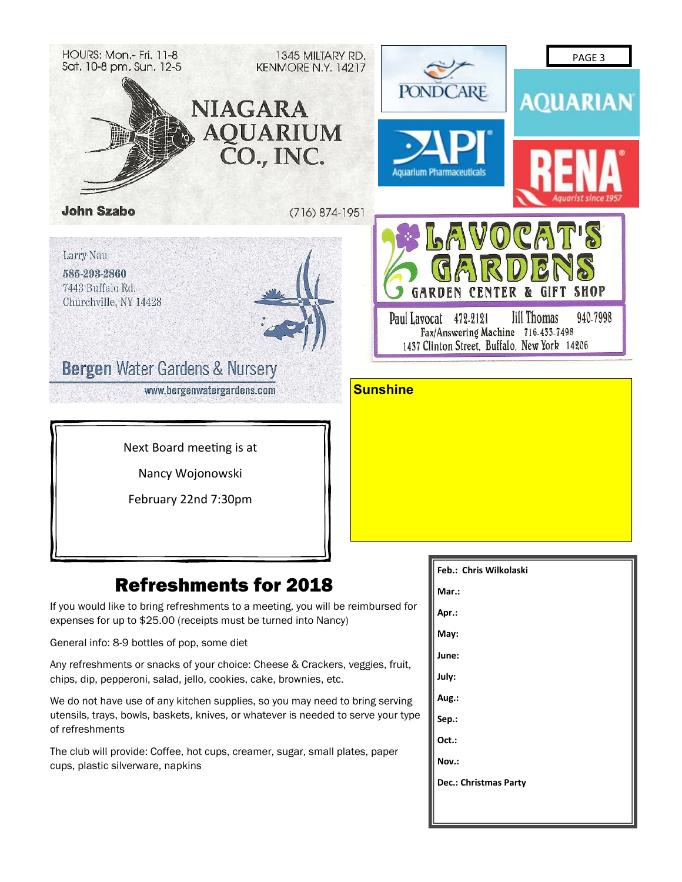HOURS: Mon.- Fri. 11-8
Sat. 10-8 pm, Sun. 12-5

1345 MILTARY RD.
KENMORE N.Y. 14217

**NIAGARA AQUARIUM CO., INC.**

**John Szabo**

(716) 874-1951

PONDCARE

AQUARIAN

API Aquarium Pharmaceuticals

RENA Aquarist since 1957

Larry Nau
585-293-2860
7443 Buffalo Rd.
Churchville, NY 14428

**Bergen Water Gardens & Nursery**
www.bergenwatergardens.com

**LAVOCAT'S GARDENS**
GARDEN CENTER & GIFT SHOP

Paul Lavocat 472-2121 Jill Thomas 940-7998
Fax/Answering Machine 716-433-7498
1437 Clinton Street, Buffalo, New York 14206

Next Board meeting is at

Nancy Wojonowski

February 22nd 7:30pm

**Sunshine**

# Refreshments for 2018

If you would like to bring refreshments to a meeting, you will be reimbursed for expenses for up to $25.00 (receipts must be turned into Nancy)

General info: 8-9 bottles of pop, some diet

Any refreshments or snacks of your choice: Cheese & Crackers, veggies, fruit, chips, dip, pepperoni, salad, jello, cookies, cake, brownies, etc.

We do not have use of any kitchen supplies, so you may need to bring serving utensils, trays, bowls, baskets, knives, or whatever is needed to serve your type of refreshments

The club will provide: Coffee, hot cups, creamer, sugar, small plates, paper cups, plastic silverware, napkins

**Feb.: Chris Wilkolaski**

**Mar.:**

**Apr.:**

**May:**

**June:**

**July:**

**Aug.:**

**Sep.:**

**Oct.:**

**Nov.:**

**Dec.: Christmas Party**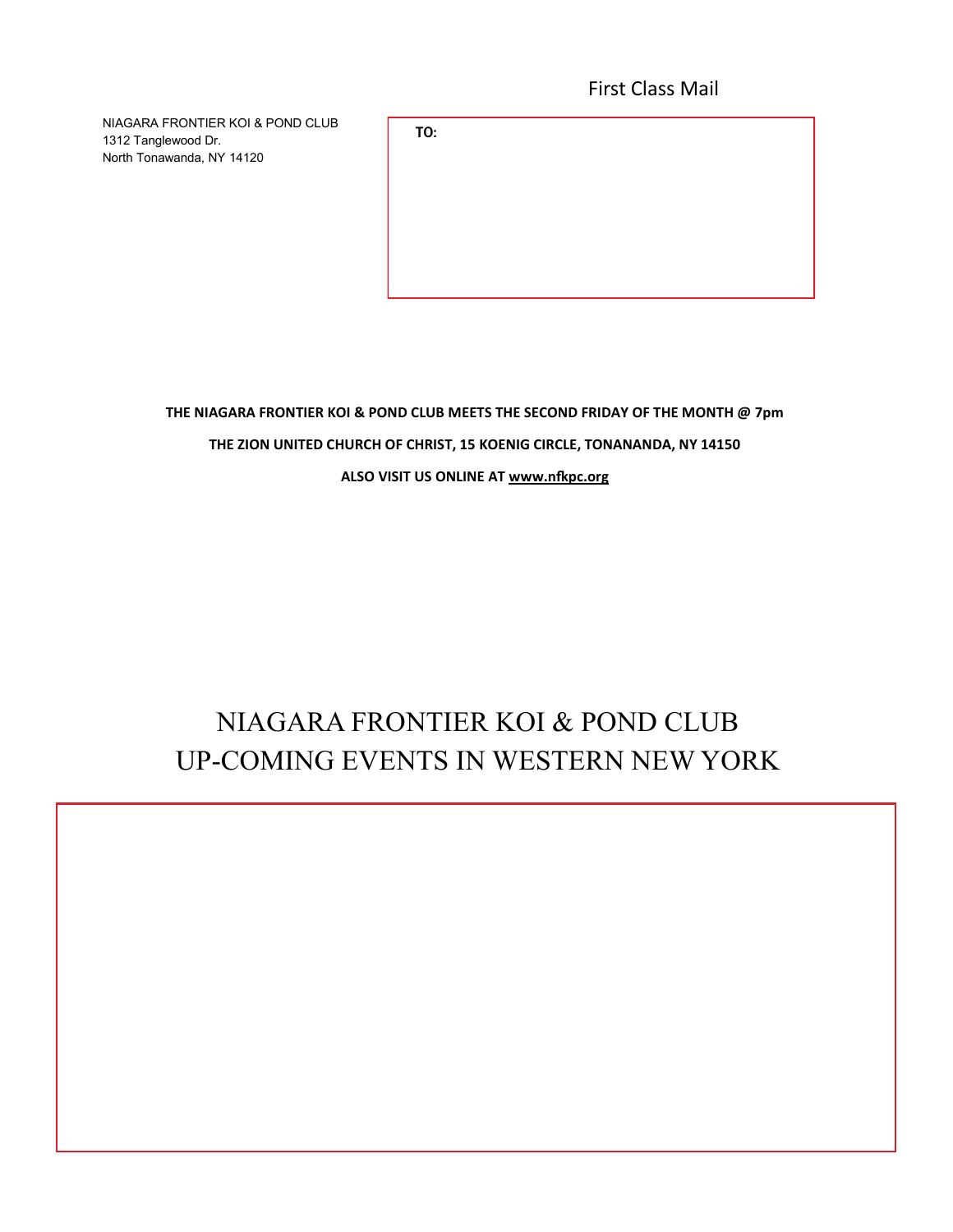First Class Mail

NIAGARA FRONTIER KOI & POND CLUB
1312 Tanglewood Dr.
North Tonawanda, NY 14120

**TO:**

**THE NIAGARA FRONTIER KOI & POND CLUB MEETS THE SECOND FRIDAY OF THE MONTH @ 7pm**

**THE ZION UNITED CHURCH OF CHRIST, 15 KOENIG CIRCLE, TONANANDA, NY 14150**

**ALSO VISIT US ONLINE AT www.nfkpc.org**

# NIAGARA FRONTIER KOI & POND CLUB
# UP-COMING EVENTS IN WESTERN NEW YORK